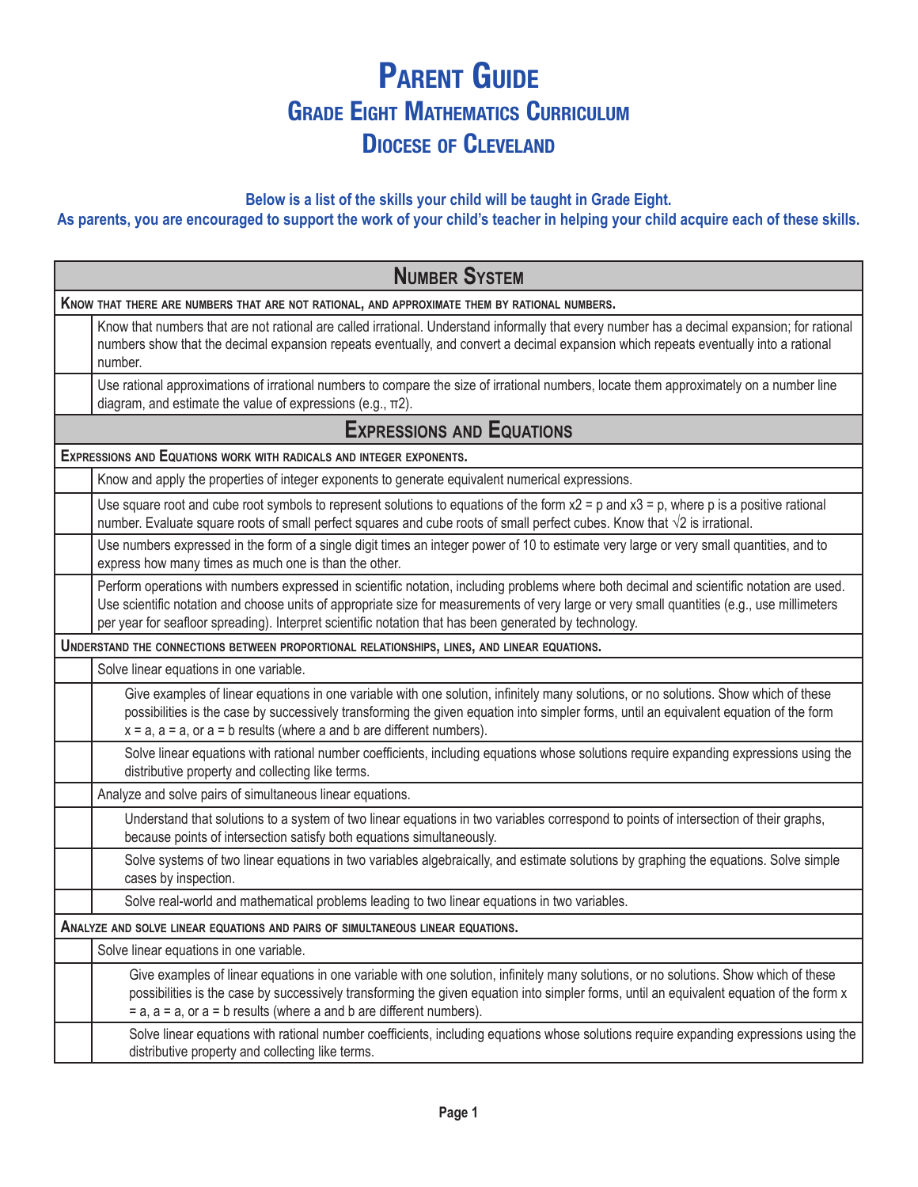# Parent Guide
## Grade Eight Mathematics Curriculum
## Diocese of Cleveland

**Below is a list of the skills your child will be taught in Grade Eight.**
**As parents, you are encouraged to support the work of your child's teacher in helping your child acquire each of these skills.**

| | |
|---|---|
| **Number System** | |
| **Know that there are numbers that are not rational, and approximate them by rational numbers.** | |
| | Know that numbers that are not rational are called irrational. Understand informally that every number has a decimal expansion; for rational numbers show that the decimal expansion repeats eventually, and convert a decimal expansion which repeats eventually into a rational number. |
| | Use rational approximations of irrational numbers to compare the size of irrational numbers, locate them approximately on a number line diagram, and estimate the value of expressions (e.g., $\pi^2$). |
| **Expressions and Equations** | |
| **Expressions and Equations work with radicals and integer exponents.** | |
| | Know and apply the properties of integer exponents to generate equivalent numerical expressions. |
| | Use square root and cube root symbols to represent solutions to equations of the form $x^2 = p$ and $x^3 = p$, where p is a positive rational number. Evaluate square roots of small perfect squares and cube roots of small perfect cubes. Know that $\sqrt{2}$ is irrational. |
| | Use numbers expressed in the form of a single digit times an integer power of 10 to estimate very large or very small quantities, and to express how many times as much one is than the other. |
| | Perform operations with numbers expressed in scientific notation, including problems where both decimal and scientific notation are used. Use scientific notation and choose units of appropriate size for measurements of very large or very small quantities (e.g., use millimeters per year for seafloor spreading). Interpret scientific notation that has been generated by technology. |
| **Understand the connections between proportional relationships, lines, and linear equations.** | |
| | Solve linear equations in one variable. |
| | Give examples of linear equations in one variable with one solution, infinitely many solutions, or no solutions. Show which of these possibilities is the case by successively transforming the given equation into simpler forms, until an equivalent equation of the form $x = a$, $a = a$, or $a = b$ results (where a and b are different numbers). |
| | Solve linear equations with rational number coefficients, including equations whose solutions require expanding expressions using the distributive property and collecting like terms. |
| | Analyze and solve pairs of simultaneous linear equations. |
| | Understand that solutions to a system of two linear equations in two variables correspond to points of intersection of their graphs, because points of intersection satisfy both equations simultaneously. |
| | Solve systems of two linear equations in two variables algebraically, and estimate solutions by graphing the equations. Solve simple cases by inspection. |
| | Solve real-world and mathematical problems leading to two linear equations in two variables. |
| **Analyze and solve linear equations and pairs of simultaneous linear equations.** | |
| | Solve linear equations in one variable. |
| | Give examples of linear equations in one variable with one solution, infinitely many solutions, or no solutions. Show which of these possibilities is the case by successively transforming the given equation into simpler forms, until an equivalent equation of the form $x = a$, $a = a$, or $a = b$ results (where a and b are different numbers). |
| | Solve linear equations with rational number coefficients, including equations whose solutions require expanding expressions using the distributive property and collecting like terms. |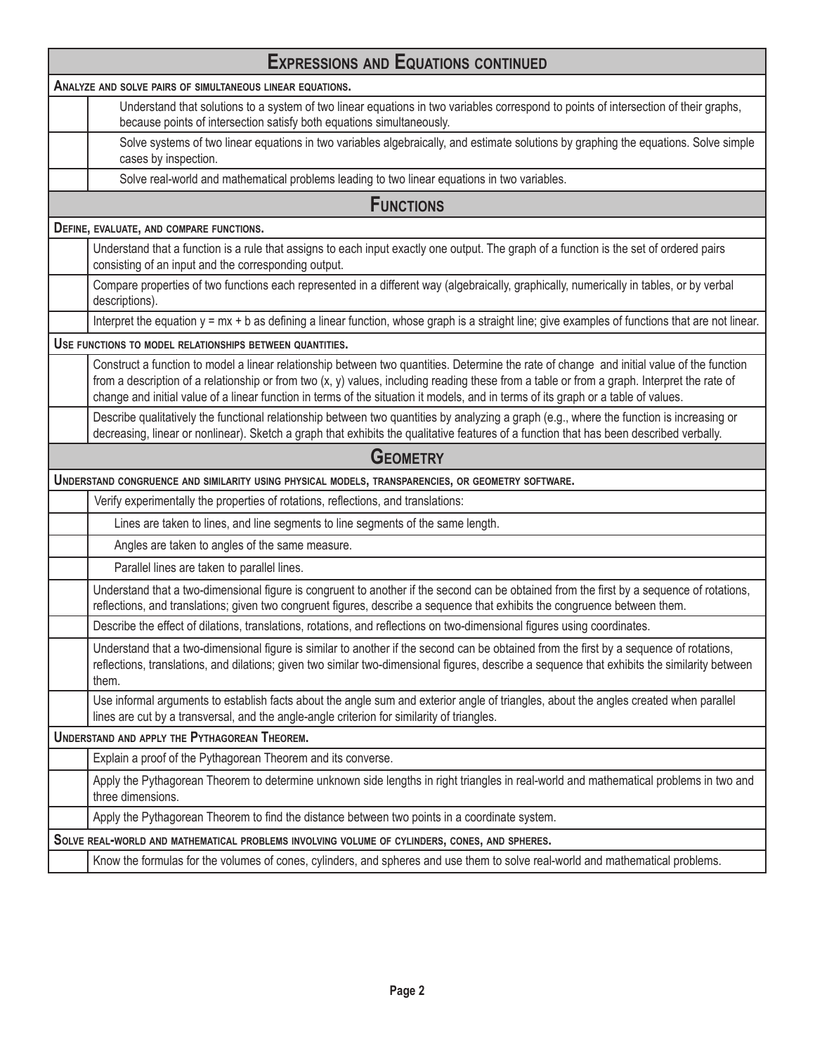## Expressions and Equations continued

| | |
|---|---|
| **Analyze and solve pairs of simultaneous linear equations.** | |
| | Understand that solutions to a system of two linear equations in two variables correspond to points of intersection of their graphs, because points of intersection satisfy both equations simultaneously. |
| | Solve systems of two linear equations in two variables algebraically, and estimate solutions by graphing the equations. Solve simple cases by inspection. |
| | Solve real-world and mathematical problems leading to two linear equations in two variables. |

## Functions

| | |
|---|---|
| **Define, evaluate, and compare functions.** | |
| | Understand that a function is a rule that assigns to each input exactly one output. The graph of a function is the set of ordered pairs consisting of an input and the corresponding output. |
| | Compare properties of two functions each represented in a different way (algebraically, graphically, numerically in tables, or by verbal descriptions). |
| | Interpret the equation $y = mx + b$ as defining a linear function, whose graph is a straight line; give examples of functions that are not linear. |
| **Use functions to model relationships between quantities.** | |
| | Construct a function to model a linear relationship between two quantities. Determine the rate of change and initial value of the function from a description of a relationship or from two $(x, y)$ values, including reading these from a table or from a graph. Interpret the rate of change and initial value of a linear function in terms of the situation it models, and in terms of its graph or a table of values. |
| | Describe qualitatively the functional relationship between two quantities by analyzing a graph (e.g., where the function is increasing or decreasing, linear or nonlinear). Sketch a graph that exhibits the qualitative features of a function that has been described verbally. |

## Geometry

| | |
|---|---|
| **Understand congruence and similarity using physical models, transparencies, or geometry software.** | |
| | Verify experimentally the properties of rotations, reflections, and translations: |
| | Lines are taken to lines, and line segments to line segments of the same length. |
| | Angles are taken to angles of the same measure. |
| | Parallel lines are taken to parallel lines. |
| | Understand that a two-dimensional figure is congruent to another if the second can be obtained from the first by a sequence of rotations, reflections, and translations; given two congruent figures, describe a sequence that exhibits the congruence between them. |
| | Describe the effect of dilations, translations, rotations, and reflections on two-dimensional figures using coordinates. |
| | Understand that a two-dimensional figure is similar to another if the second can be obtained from the first by a sequence of rotations, reflections, translations, and dilations; given two similar two-dimensional figures, describe a sequence that exhibits the similarity between them. |
| | Use informal arguments to establish facts about the angle sum and exterior angle of triangles, about the angles created when parallel lines are cut by a transversal, and the angle-angle criterion for similarity of triangles. |
| **Understand and apply the Pythagorean Theorem.** | |
| | Explain a proof of the Pythagorean Theorem and its converse. |
| | Apply the Pythagorean Theorem to determine unknown side lengths in right triangles in real-world and mathematical problems in two and three dimensions. |
| | Apply the Pythagorean Theorem to find the distance between two points in a coordinate system. |
| **Solve real-world and mathematical problems involving volume of cylinders, cones, and spheres.** | |
| | Know the formulas for the volumes of cones, cylinders, and spheres and use them to solve real-world and mathematical problems. |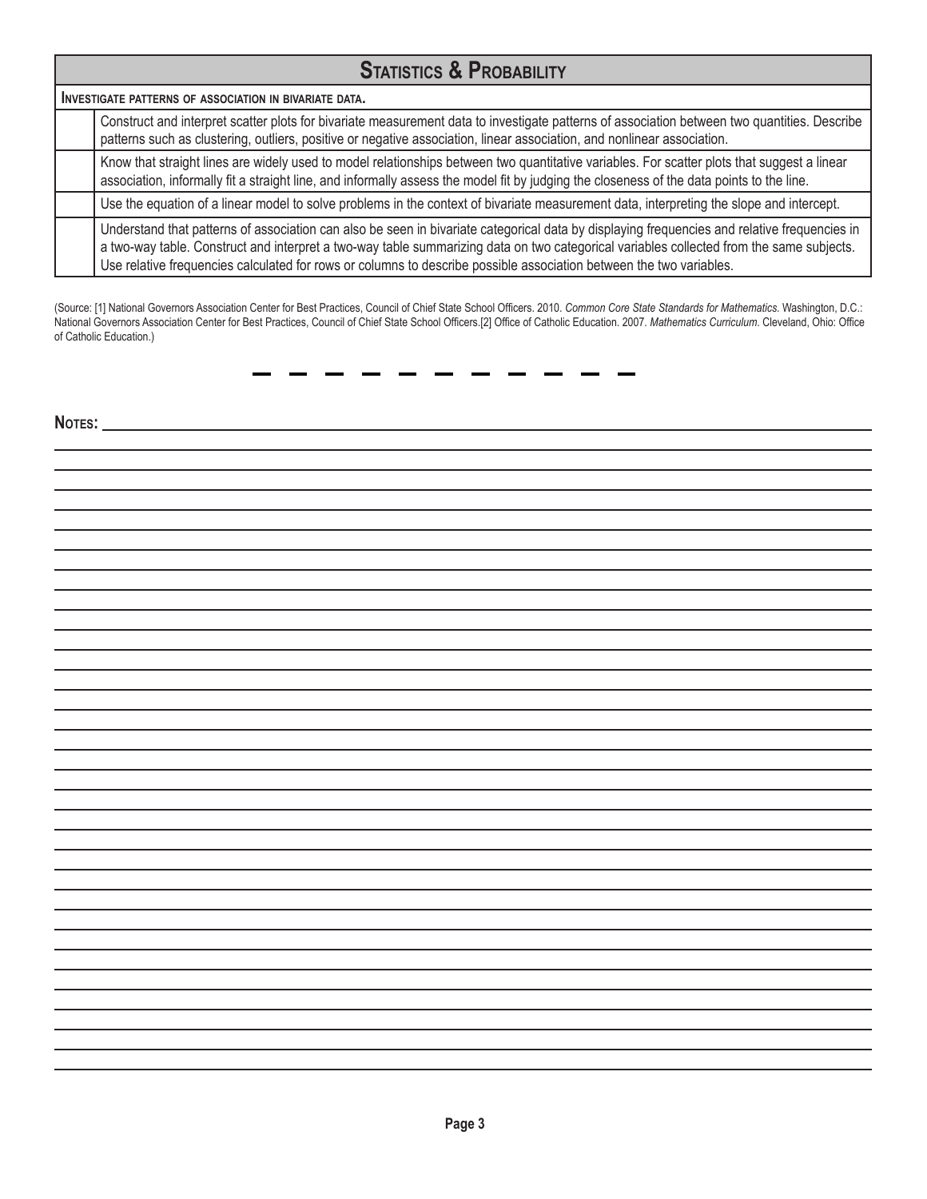| Statistics & Probability | |
|---|---|
| **Investigate patterns of association in bivariate data.** | |
| | Construct and interpret scatter plots for bivariate measurement data to investigate patterns of association between two quantities. Describe patterns such as clustering, outliers, positive or negative association, linear association, and nonlinear association. |
| | Know that straight lines are widely used to model relationships between two quantitative variables. For scatter plots that suggest a linear association, informally fit a straight line, and informally assess the model fit by judging the closeness of the data points to the line. |
| | Use the equation of a linear model to solve problems in the context of bivariate measurement data, interpreting the slope and intercept. |
| | Understand that patterns of association can also be seen in bivariate categorical data by displaying frequencies and relative frequencies in a two-way table. Construct and interpret a two-way table summarizing data on two categorical variables collected from the same subjects. Use relative frequencies calculated for rows or columns to describe possible association between the two variables. |

(Source: [1] National Governors Association Center for Best Practices, Council of Chief State School Officers. 2010. *Common Core State Standards for Mathematics.* Washington, D.C.: National Governors Association Center for Best Practices, Council of Chief State School Officers.[2] Office of Catholic Education. 2007. *Mathematics Curriculum.* Cleveland, Ohio: Office of Catholic Education.)

**Notes:**